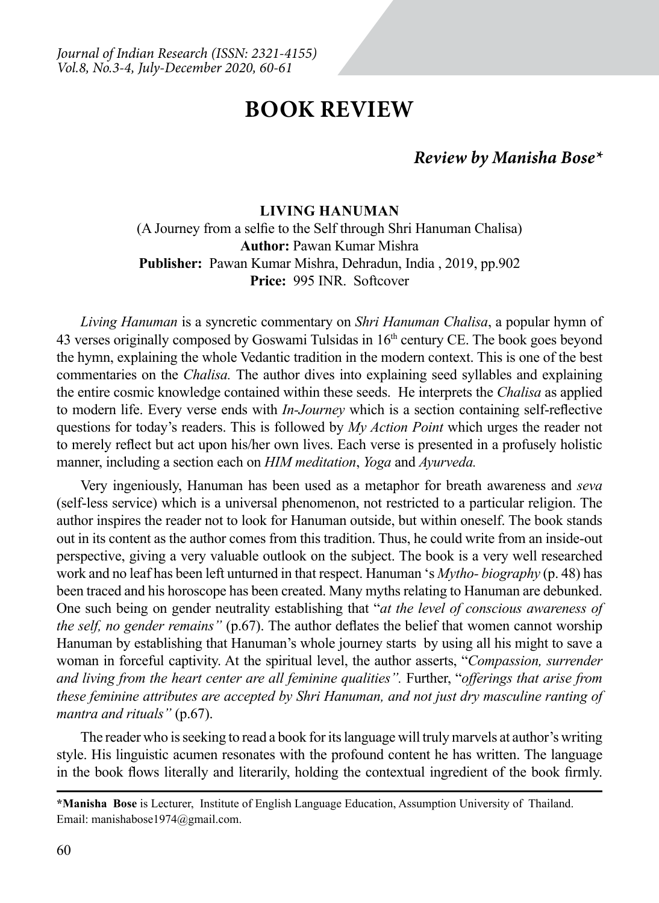# BOOK REVIEW

***Review by Manisha Bose****

**LIVING HANUMAN**

(A Journey from a selfie to the Self through Shri Hanuman Chalisa)

**Author:** Pawan Kumar Mishra

**Publisher:** Pawan Kumar Mishra, Dehradun, India , 2019, pp.902

**Price:** 995 INR. Softcover

*Living Hanuman* is a syncretic commentary on *Shri Hanuman Chalisa*, a popular hymn of 43 verses originally composed by Goswami Tulsidas in 16th century CE. The book goes beyond the hymn, explaining the whole Vedantic tradition in the modern context. This is one of the best commentaries on the *Chalisa.* The author dives into explaining seed syllables and explaining the entire cosmic knowledge contained within these seeds. He interprets the *Chalisa* as applied to modern life. Every verse ends with *In-Journey* which is a section containing self-reflective questions for today's readers. This is followed by *My Action Point* which urges the reader not to merely reflect but act upon his/her own lives. Each verse is presented in a profusely holistic manner, including a section each on *HIM meditation*, *Yoga* and *Ayurveda.*

Very ingeniously, Hanuman has been used as a metaphor for breath awareness and *seva* (self-less service) which is a universal phenomenon, not restricted to a particular religion. The author inspires the reader not to look for Hanuman outside, but within oneself. The book stands out in its content as the author comes from this tradition. Thus, he could write from an inside-out perspective, giving a very valuable outlook on the subject. The book is a very well researched work and no leaf has been left unturned in that respect. Hanuman 's *Mytho- biography* (p. 48) has been traced and his horoscope has been created. Many myths relating to Hanuman are debunked. One such being on gender neutrality establishing that "*at the level of conscious awareness of the self, no gender remains"* (p.67). The author deflates the belief that women cannot worship Hanuman by establishing that Hanuman's whole journey starts by using all his might to save a woman in forceful captivity. At the spiritual level, the author asserts, "*Compassion, surrender and living from the heart center are all feminine qualities".* Further, "*offerings that arise from these feminine attributes are accepted by Shri Hanuman, and not just dry masculine ranting of mantra and rituals"* (p.67).

The reader who is seeking to read a book for its language will truly marvels at author's writing style. His linguistic acumen resonates with the profound content he has written. The language in the book flows literally and literarily, holding the contextual ingredient of the book firmly.

---

***Manisha Bose** is Lecturer, Institute of English Language Education, Assumption University of Thailand. Email: manishabose1974@gmail.com.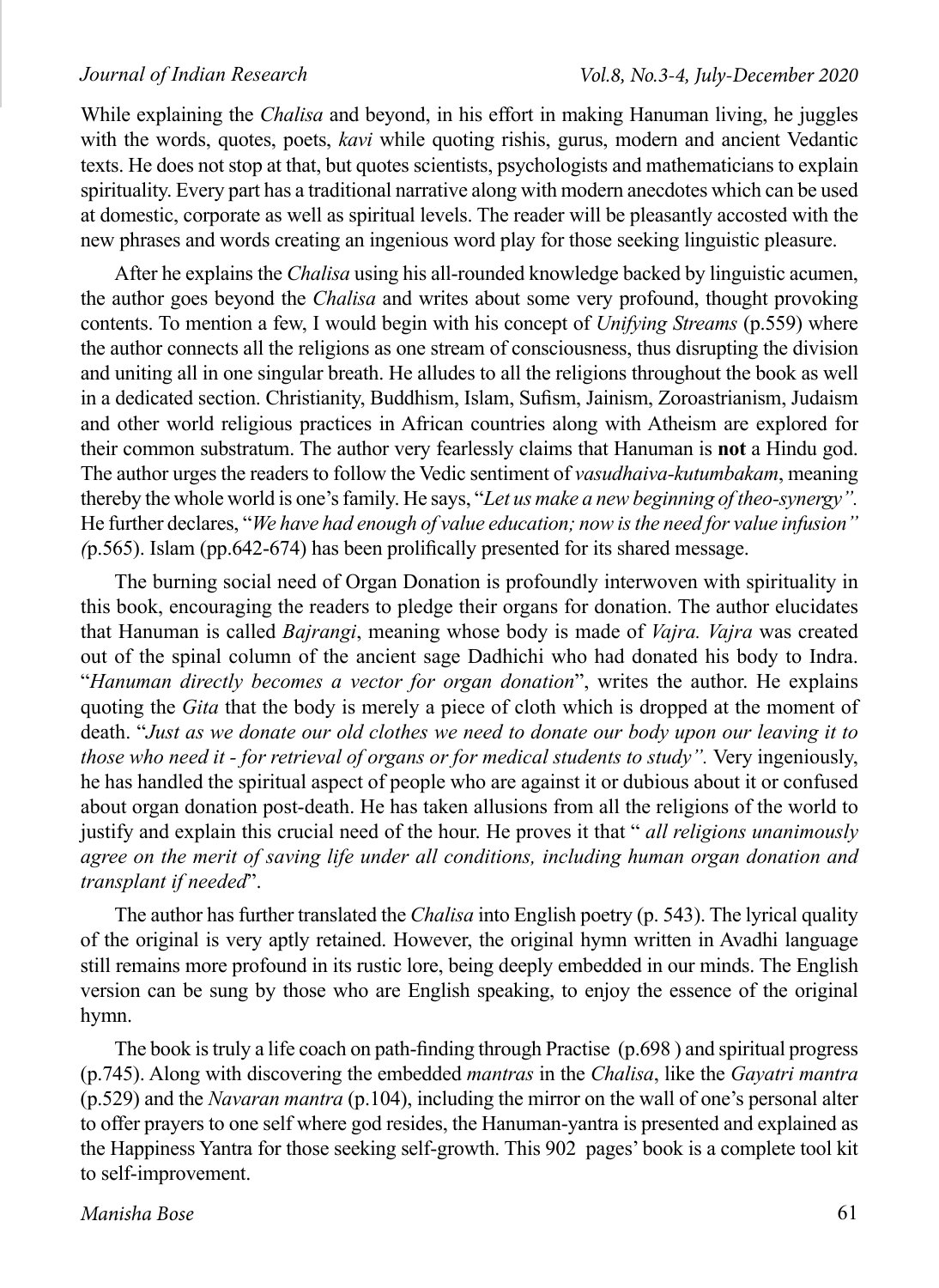While explaining the *Chalisa* and beyond, in his effort in making Hanuman living, he juggles with the words, quotes, poets, *kavi* while quoting rishis, gurus, modern and ancient Vedantic texts. He does not stop at that, but quotes scientists, psychologists and mathematicians to explain spirituality. Every part has a traditional narrative along with modern anecdotes which can be used at domestic, corporate as well as spiritual levels. The reader will be pleasantly accosted with the new phrases and words creating an ingenious word play for those seeking linguistic pleasure.

After he explains the *Chalisa* using his all-rounded knowledge backed by linguistic acumen, the author goes beyond the *Chalisa* and writes about some very profound, thought provoking contents. To mention a few, I would begin with his concept of *Unifying Streams* (p.559) where the author connects all the religions as one stream of consciousness, thus disrupting the division and uniting all in one singular breath. He alludes to all the religions throughout the book as well in a dedicated section. Christianity, Buddhism, Islam, Sufism, Jainism, Zoroastrianism, Judaism and other world religious practices in African countries along with Atheism are explored for their common substratum. The author very fearlessly claims that Hanuman is **not** a Hindu god. The author urges the readers to follow the Vedic sentiment of *vasudhaiva-kutumbakam*, meaning thereby the whole world is one's family. He says, "*Let us make a new beginning of theo-synergy".* He further declares, "*We have had enough of value education; now is the need for value infusion" (*p.565). Islam (pp.642-674) has been prolifically presented for its shared message.

The burning social need of Organ Donation is profoundly interwoven with spirituality in this book, encouraging the readers to pledge their organs for donation. The author elucidates that Hanuman is called *Bajrangi*, meaning whose body is made of *Vajra. Vajra* was created out of the spinal column of the ancient sage Dadhichi who had donated his body to Indra. "*Hanuman directly becomes a vector for organ donation*", writes the author. He explains quoting the *Gita* that the body is merely a piece of cloth which is dropped at the moment of death. "*Just as we donate our old clothes we need to donate our body upon our leaving it to those who need it - for retrieval of organs or for medical students to study".* Very ingeniously, he has handled the spiritual aspect of people who are against it or dubious about it or confused about organ donation post-death. He has taken allusions from all the religions of the world to justify and explain this crucial need of the hour. He proves it that " *all religions unanimously agree on the merit of saving life under all conditions, including human organ donation and transplant if needed*".

The author has further translated the *Chalisa* into English poetry (p. 543). The lyrical quality of the original is very aptly retained. However, the original hymn written in Avadhi language still remains more profound in its rustic lore, being deeply embedded in our minds. The English version can be sung by those who are English speaking, to enjoy the essence of the original hymn.

The book is truly a life coach on path-finding through Practise (p.698 ) and spiritual progress (p.745). Along with discovering the embedded *mantras* in the *Chalisa*, like the *Gayatri mantra* (p.529) and the *Navaran mantra* (p.104), including the mirror on the wall of one's personal alter to offer prayers to one self where god resides, the Hanuman-yantra is presented and explained as the Happiness Yantra for those seeking self-growth. This 902 pages' book is a complete tool kit to self-improvement.

*Manisha Bose*